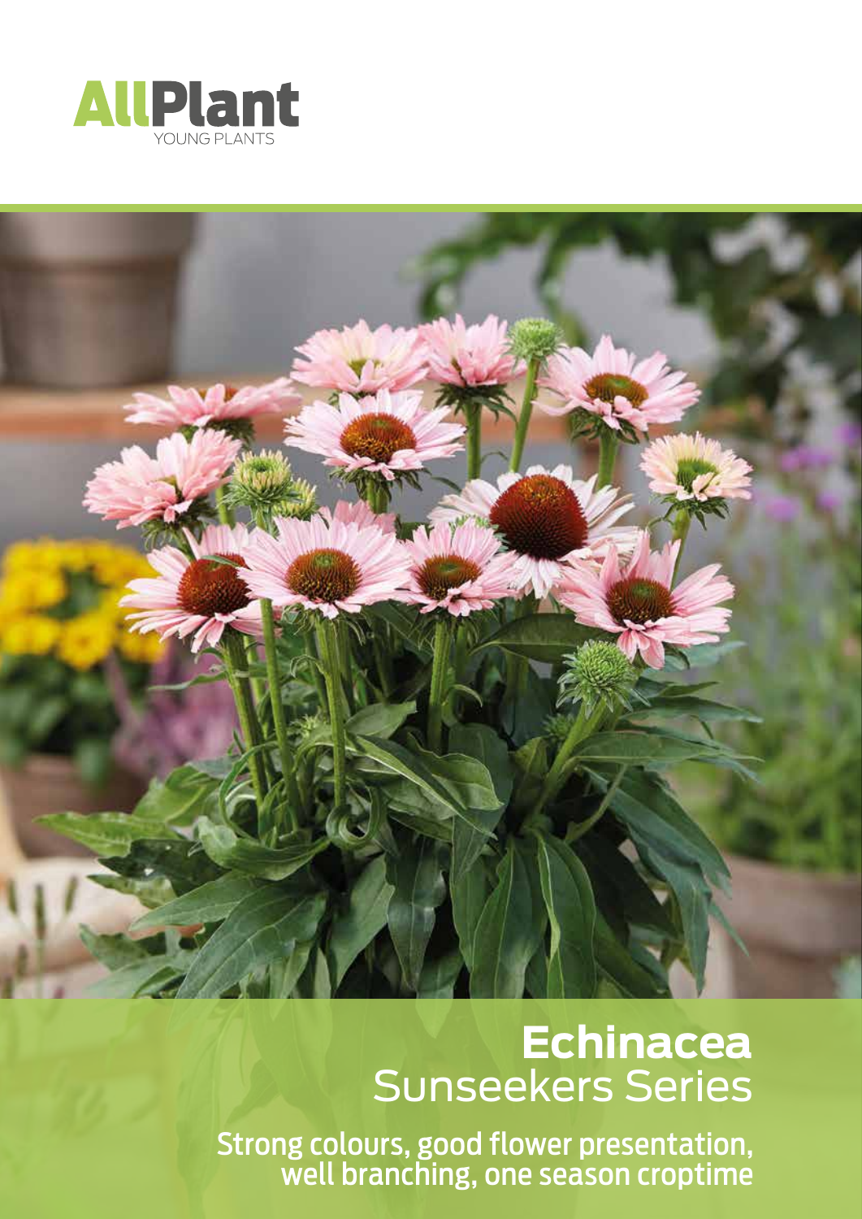AllPlant
YOUNG PLANTS

# Echinacea
## Sunseekers Series

**Strong colours, good flower presentation, well branching, one season croptime**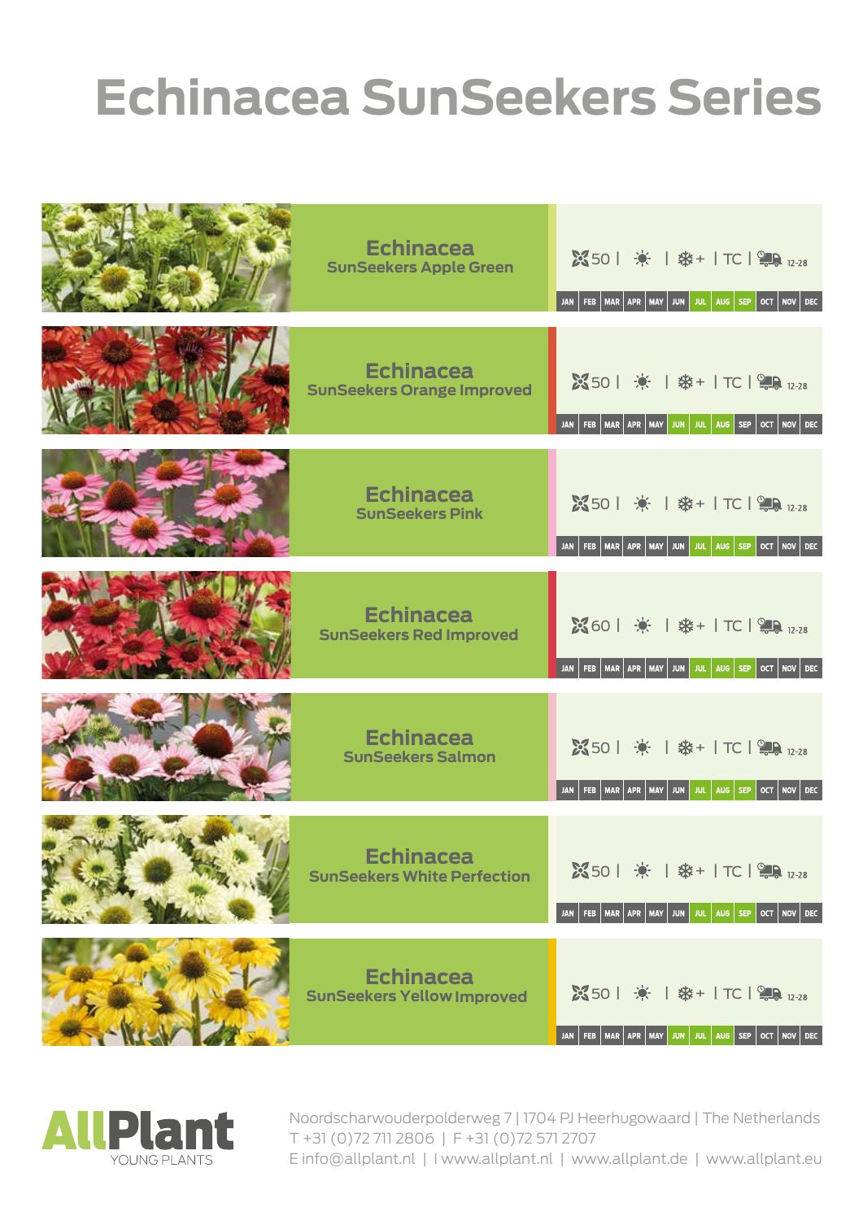# Echinacea SunSeekers Series

| Variety | Details | Months |
| --- | --- | --- |
| Echinacea SunSeekers Apple Green | 50 \| ☀ \| ❄+ \| TC \| 12-28 | JAN FEB MAR APR MAY JUN JUL AUG SEP OCT NOV DEC |
| Echinacea SunSeekers Orange Improved | 50 \| ☀ \| ❄+ \| TC \| 12-28 | JAN FEB MAR APR MAY JUN JUL AUG SEP OCT NOV DEC |
| Echinacea SunSeekers Pink | 50 \| ☀ \| ❄+ \| TC \| 12-28 | JAN FEB MAR APR MAY JUN JUL AUG SEP OCT NOV DEC |
| Echinacea SunSeekers Red Improved | 60 \| ☀ \| ❄+ \| TC \| 12-28 | JAN FEB MAR APR MAY JUN JUL AUG SEP OCT NOV DEC |
| Echinacea SunSeekers Salmon | 50 \| ☀ \| ❄+ \| TC \| 12-28 | JAN FEB MAR APR MAY JUN JUL AUG SEP OCT NOV DEC |
| Echinacea SunSeekers White Perfection | 50 \| ☀ \| ❄+ \| TC \| 12-28 | JAN FEB MAR APR MAY JUN JUL AUG SEP OCT NOV DEC |
| Echinacea SunSeekers Yellow Improved | 50 \| ☀ \| ❄+ \| TC \| 12-28 | JAN FEB MAR APR MAY JUN JUL AUG SEP OCT NOV DEC |

AllPlant YOUNG PLANTS

Noordscharwouderpolderweg 7 | 1704 PJ Heerhugowaard | The Netherlands
T +31 (0)72 711 2806 | F +31 (0)72 571 2707
E info@allplant.nl | I www.allplant.nl | www.allplant.de | www.allplant.eu